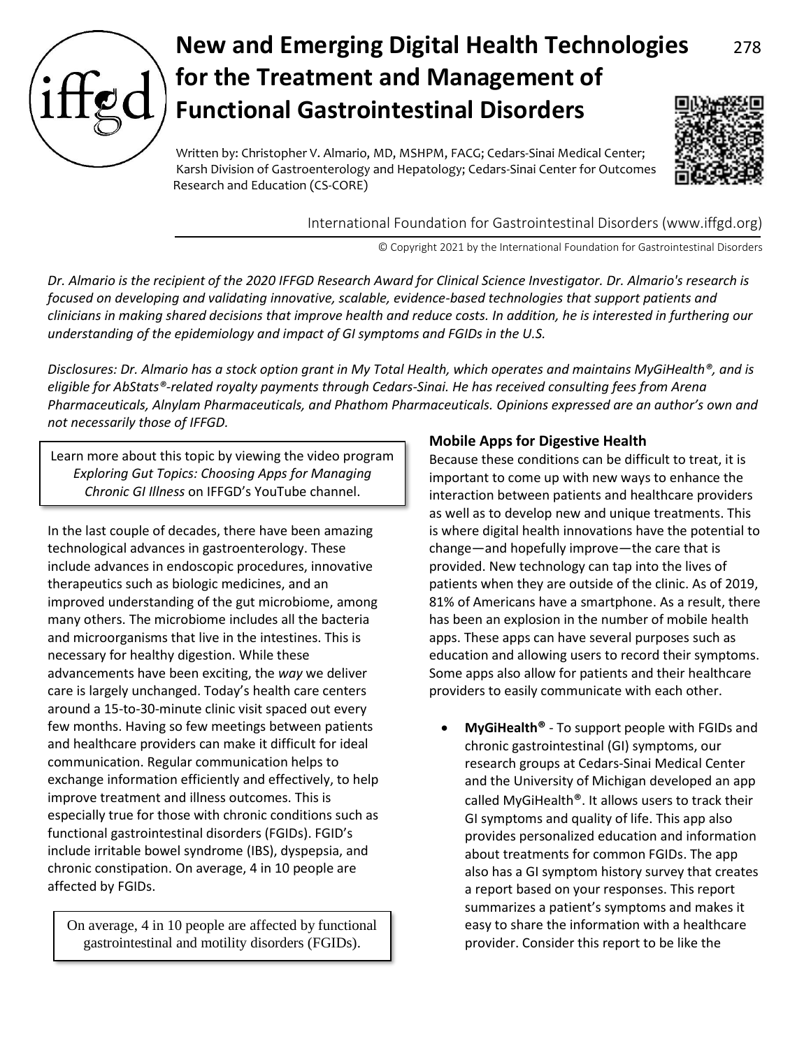# New and Emerging Digital Health Technologies for the Treatment and Management of Functional Gastrointestinal Disorders

Written by: Christopher V. Almario, MD, MSHPM, FACG; Cedars-Sinai Medical Center; Karsh Division of Gastroenterology and Hepatology; Cedars-Sinai Center for Outcomes Research and Education (CS-CORE)

International Foundation for Gastrointestinal Disorders (www.iffgd.org)

© Copyright 2021 by the International Foundation for Gastrointestinal Disorders

*Dr. Almario is the recipient of the 2020 IFFGD Research Award for Clinical Science Investigator. Dr. Almario's research is focused on developing and validating innovative, scalable, evidence-based technologies that support patients and clinicians in making shared decisions that improve health and reduce costs. In addition, he is interested in furthering our understanding of the epidemiology and impact of GI symptoms and FGIDs in the U.S.*

*Disclosures: Dr. Almario has a stock option grant in My Total Health, which operates and maintains MyGiHealth®, and is eligible for AbStats®-related royalty payments through Cedars-Sinai. He has received consulting fees from Arena Pharmaceuticals, Alnylam Pharmaceuticals, and Phathom Pharmaceuticals. Opinions expressed are an author's own and not necessarily those of IFFGD.*

Learn more about this topic by viewing the video program *Exploring Gut Topics: Choosing Apps for Managing Chronic GI Illness* on IFFGD's YouTube channel.

In the last couple of decades, there have been amazing technological advances in gastroenterology. These include advances in endoscopic procedures, innovative therapeutics such as biologic medicines, and an improved understanding of the gut microbiome, among many others. The microbiome includes all the bacteria and microorganisms that live in the intestines. This is necessary for healthy digestion. While these advancements have been exciting, the *way* we deliver care is largely unchanged. Today's health care centers around a 15-to-30-minute clinic visit spaced out every few months. Having so few meetings between patients and healthcare providers can make it difficult for ideal communication. Regular communication helps to exchange information efficiently and effectively, to help improve treatment and illness outcomes. This is especially true for those with chronic conditions such as functional gastrointestinal disorders (FGIDs). FGID's include irritable bowel syndrome (IBS), dyspepsia, and chronic constipation. On average, 4 in 10 people are affected by FGIDs.

On average, 4 in 10 people are affected by functional gastrointestinal and motility disorders (FGIDs).

## Mobile Apps for Digestive Health

Because these conditions can be difficult to treat, it is important to come up with new ways to enhance the interaction between patients and healthcare providers as well as to develop new and unique treatments. This is where digital health innovations have the potential to change—and hopefully improve—the care that is provided. New technology can tap into the lives of patients when they are outside of the clinic. As of 2019, 81% of Americans have a smartphone. As a result, there has been an explosion in the number of mobile health apps. These apps can have several purposes such as education and allowing users to record their symptoms. Some apps also allow for patients and their healthcare providers to easily communicate with each other.

- **MyGiHealth®** - To support people with FGIDs and chronic gastrointestinal (GI) symptoms, our research groups at Cedars-Sinai Medical Center and the University of Michigan developed an app called MyGiHealth®. It allows users to track their GI symptoms and quality of life. This app also provides personalized education and information about treatments for common FGIDs. The app also has a GI symptom history survey that creates a report based on your responses. This report summarizes a patient's symptoms and makes it easy to share the information with a healthcare provider. Consider this report to be like the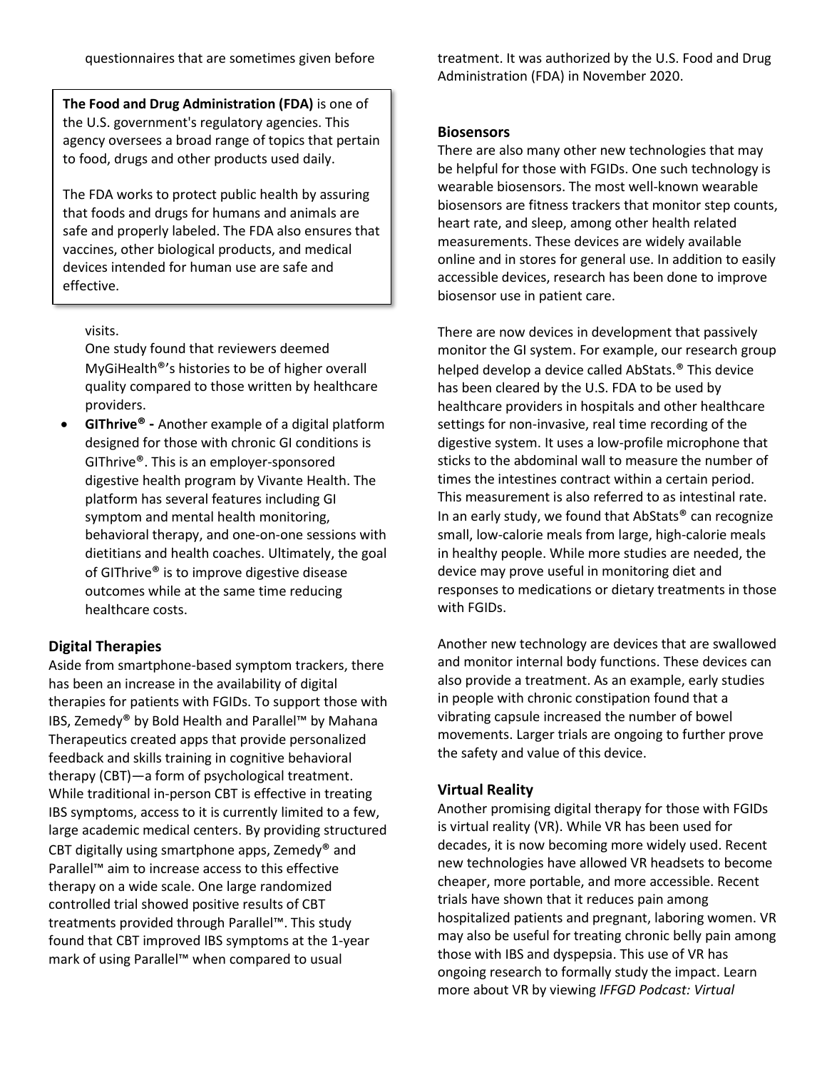questionnaires that are sometimes given before visits.

One study found that reviewers deemed MyGiHealth®'s histories to be of higher overall quality compared to those written by healthcare providers.

- **GIThrive® -** Another example of a digital platform designed for those with chronic GI conditions is GIThrive®. This is an employer-sponsored digestive health program by Vivante Health. The platform has several features including GI symptom and mental health monitoring, behavioral therapy, and one-on-one sessions with dietitians and health coaches. Ultimately, the goal of GIThrive® is to improve digestive disease outcomes while at the same time reducing healthcare costs.

> **The Food and Drug Administration (FDA)** is one of the U.S. government's regulatory agencies. This agency oversees a broad range of topics that pertain to food, drugs and other products used daily.
>
> The FDA works to protect public health by assuring that foods and drugs for humans and animals are safe and properly labeled. The FDA also ensures that vaccines, other biological products, and medical devices intended for human use are safe and effective.

### Digital Therapies

Aside from smartphone-based symptom trackers, there has been an increase in the availability of digital therapies for patients with FGIDs. To support those with IBS, Zemedy® by Bold Health and Parallel™ by Mahana Therapeutics created apps that provide personalized feedback and skills training in cognitive behavioral therapy (CBT)—a form of psychological treatment. While traditional in-person CBT is effective in treating IBS symptoms, access to it is currently limited to a few, large academic medical centers. By providing structured CBT digitally using smartphone apps, Zemedy® and Parallel™ aim to increase access to this effective therapy on a wide scale. One large randomized controlled trial showed positive results of CBT treatments provided through Parallel™. This study found that CBT improved IBS symptoms at the 1-year mark of using Parallel™ when compared to usual treatment. It was authorized by the U.S. Food and Drug Administration (FDA) in November 2020.

### Biosensors

There are also many other new technologies that may be helpful for those with FGIDs. One such technology is wearable biosensors. The most well-known wearable biosensors are fitness trackers that monitor step counts, heart rate, and sleep, among other health related measurements. These devices are widely available online and in stores for general use. In addition to easily accessible devices, research has been done to improve biosensor use in patient care.

There are now devices in development that passively monitor the GI system. For example, our research group helped develop a device called AbStats.® This device has been cleared by the U.S. FDA to be used by healthcare providers in hospitals and other healthcare settings for non-invasive, real time recording of the digestive system. It uses a low-profile microphone that sticks to the abdominal wall to measure the number of times the intestines contract within a certain period. This measurement is also referred to as intestinal rate. In an early study, we found that AbStats® can recognize small, low-calorie meals from large, high-calorie meals in healthy people. While more studies are needed, the device may prove useful in monitoring diet and responses to medications or dietary treatments in those with FGIDs.

Another new technology are devices that are swallowed and monitor internal body functions. These devices can also provide a treatment. As an example, early studies in people with chronic constipation found that a vibrating capsule increased the number of bowel movements. Larger trials are ongoing to further prove the safety and value of this device.

### Virtual Reality

Another promising digital therapy for those with FGIDs is virtual reality (VR). While VR has been used for decades, it is now becoming more widely used. Recent new technologies have allowed VR headsets to become cheaper, more portable, and more accessible. Recent trials have shown that it reduces pain among hospitalized patients and pregnant, laboring women. VR may also be useful for treating chronic belly pain among those with IBS and dyspepsia. This use of VR has ongoing research to formally study the impact. Learn more about VR by viewing *IFFGD Podcast: Virtual*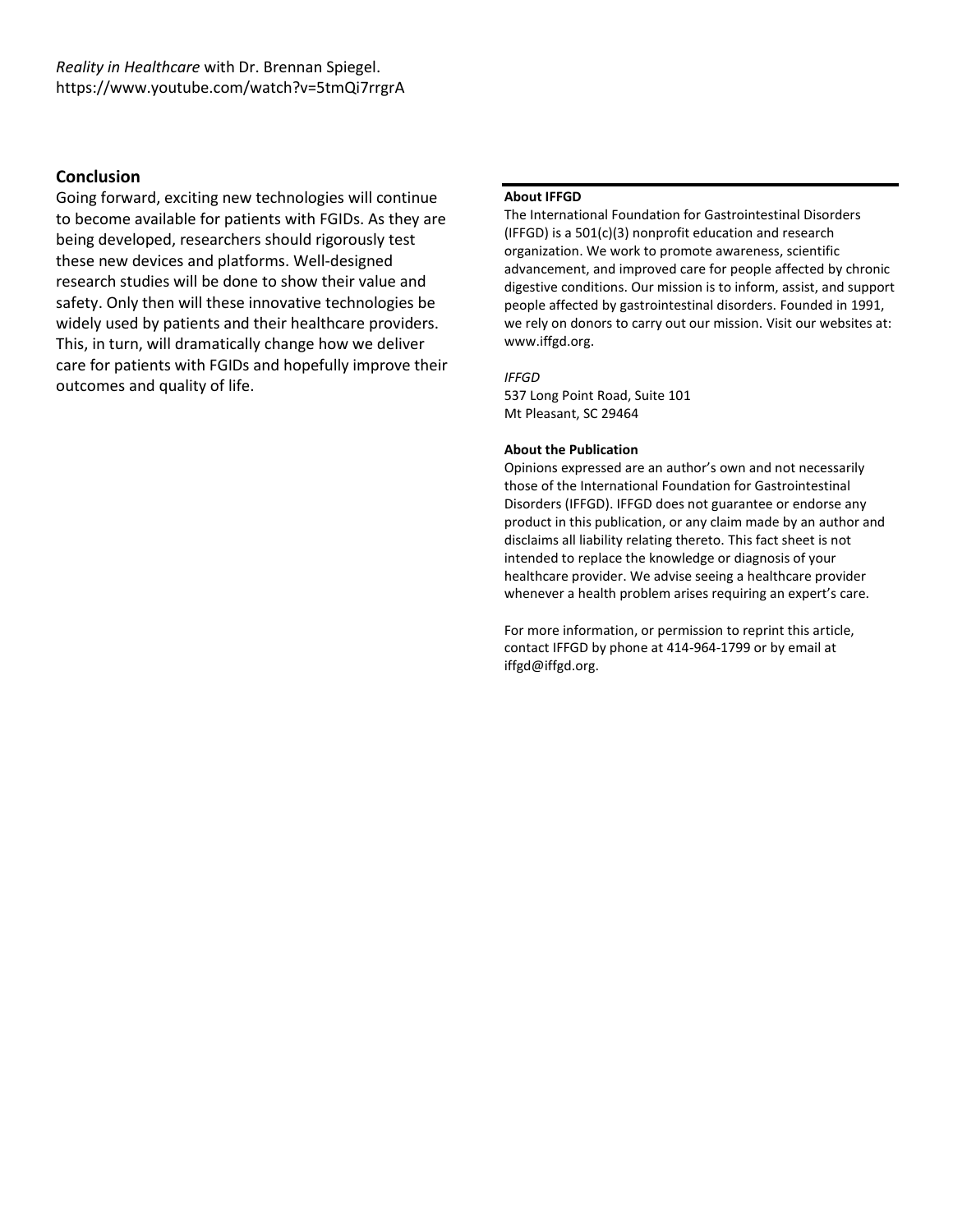*Reality in Healthcare* with Dr. Brennan Spiegel.
https://www.youtube.com/watch?v=5tmQi7rrgrA

## Conclusion

Going forward, exciting new technologies will continue to become available for patients with FGIDs. As they are being developed, researchers should rigorously test these new devices and platforms. Well-designed research studies will be done to show their value and safety. Only then will these innovative technologies be widely used by patients and their healthcare providers. This, in turn, will dramatically change how we deliver care for patients with FGIDs and hopefully improve their outcomes and quality of life.

---

**About IFFGD**

The International Foundation for Gastrointestinal Disorders (IFFGD) is a 501(c)(3) nonprofit education and research organization. We work to promote awareness, scientific advancement, and improved care for people affected by chronic digestive conditions. Our mission is to inform, assist, and support people affected by gastrointestinal disorders. Founded in 1991, we rely on donors to carry out our mission. Visit our websites at: www.iffgd.org.

*IFFGD*
537 Long Point Road, Suite 101
Mt Pleasant, SC 29464

**About the Publication**

Opinions expressed are an author's own and not necessarily those of the International Foundation for Gastrointestinal Disorders (IFFGD). IFFGD does not guarantee or endorse any product in this publication, or any claim made by an author and disclaims all liability relating thereto. This fact sheet is not intended to replace the knowledge or diagnosis of your healthcare provider. We advise seeing a healthcare provider whenever a health problem arises requiring an expert's care.

For more information, or permission to reprint this article, contact IFFGD by phone at 414-964-1799 or by email at iffgd@iffgd.org.